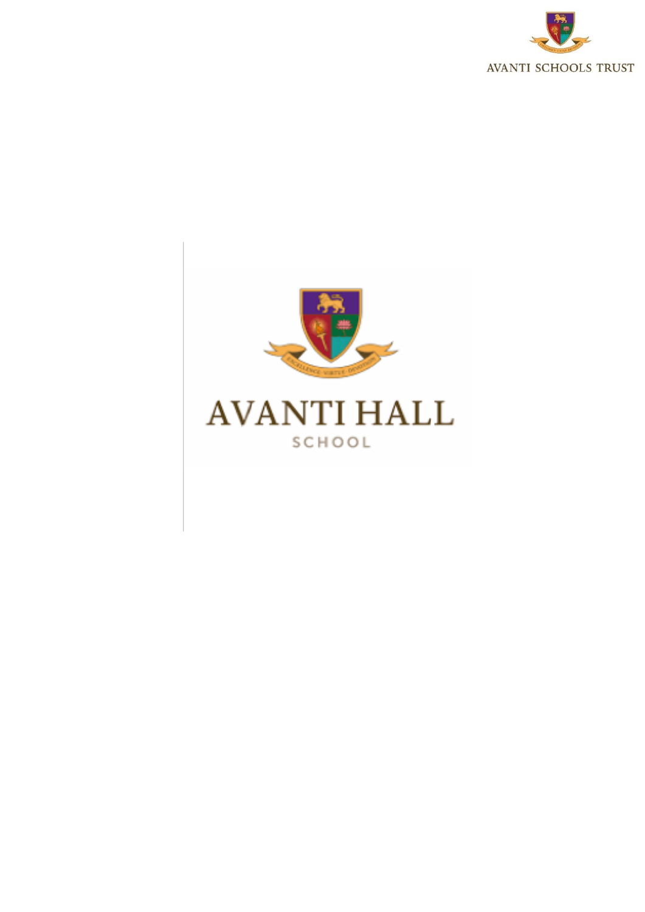AVANTI SCHOOLS TRUST

EXCELLENCE · VIRTUE · DEVOTION

# AVANTI HALL

SCHOOL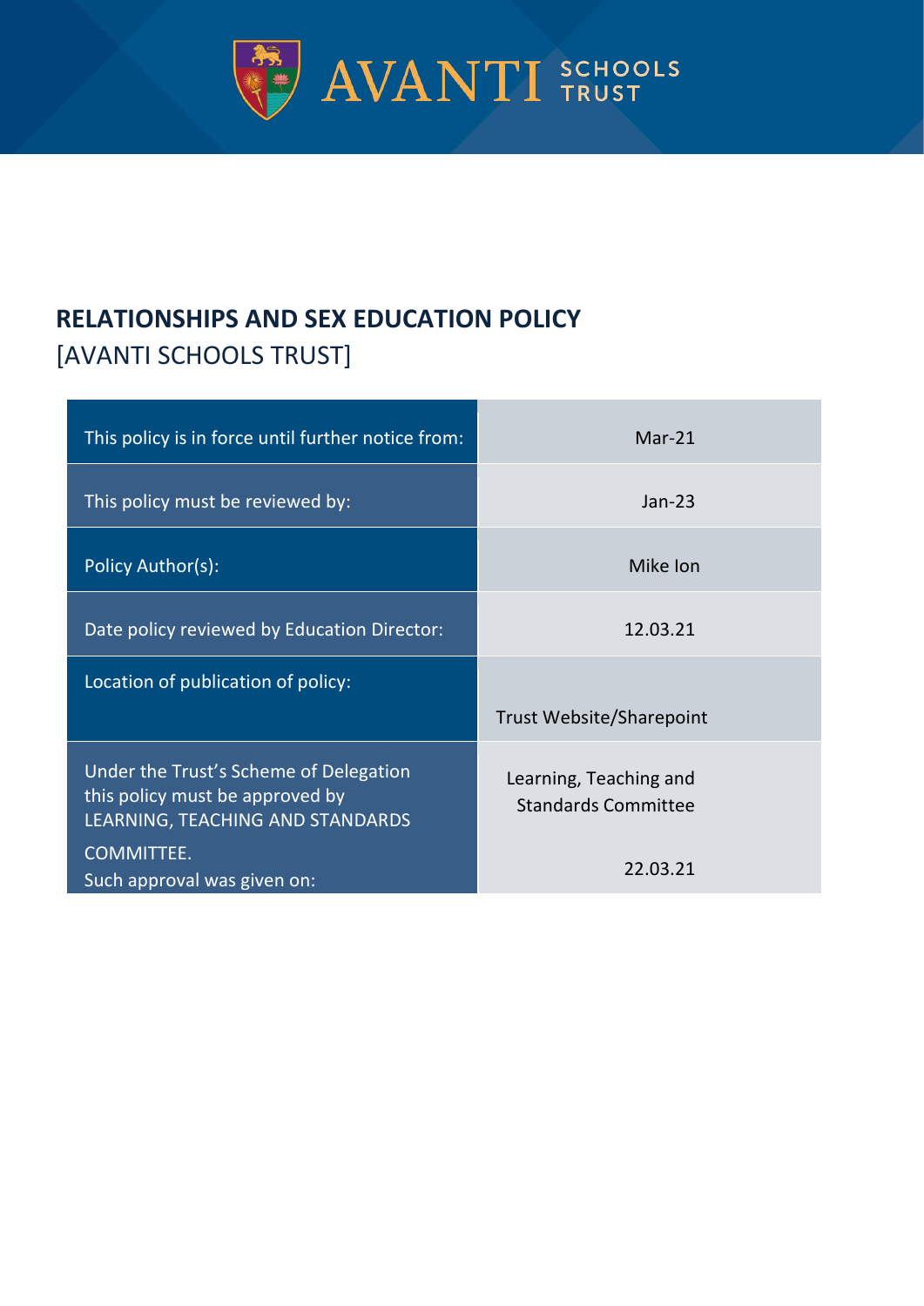# RELATIONSHIPS AND SEX EDUCATION POLICY

[AVANTI SCHOOLS TRUST]

| | |
|---|---|
| This policy is in force until further notice from: | Mar-21 |
| This policy must be reviewed by: | Jan-23 |
| Policy Author(s): | Mike Ion |
| Date policy reviewed by Education Director: | 12.03.21 |
| Location of publication of policy: | Trust Website/Sharepoint |
| Under the Trust's Scheme of Delegation this policy must be approved by LEARNING, TEACHING AND STANDARDS COMMITTEE. Such approval was given on: | Learning, Teaching and Standards Committee 22.03.21 |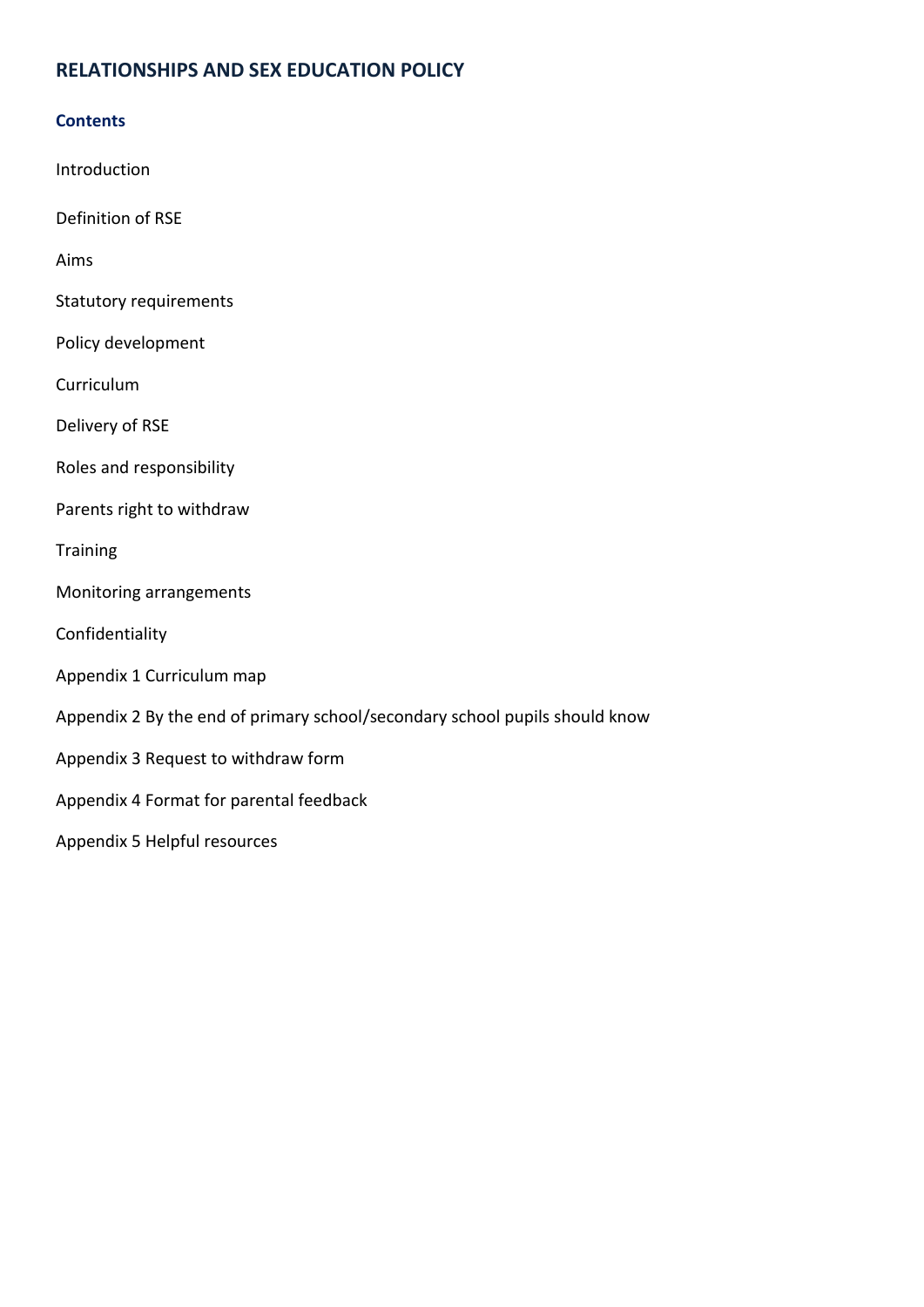# RELATIONSHIPS AND SEX EDUCATION POLICY

## Contents

Introduction

Definition of RSE

Aims

Statutory requirements

Policy development

Curriculum

Delivery of RSE

Roles and responsibility

Parents right to withdraw

Training

Monitoring arrangements

Confidentiality

Appendix 1 Curriculum map

Appendix 2 By the end of primary school/secondary school pupils should know

Appendix 3 Request to withdraw form

Appendix 4 Format for parental feedback

Appendix 5 Helpful resources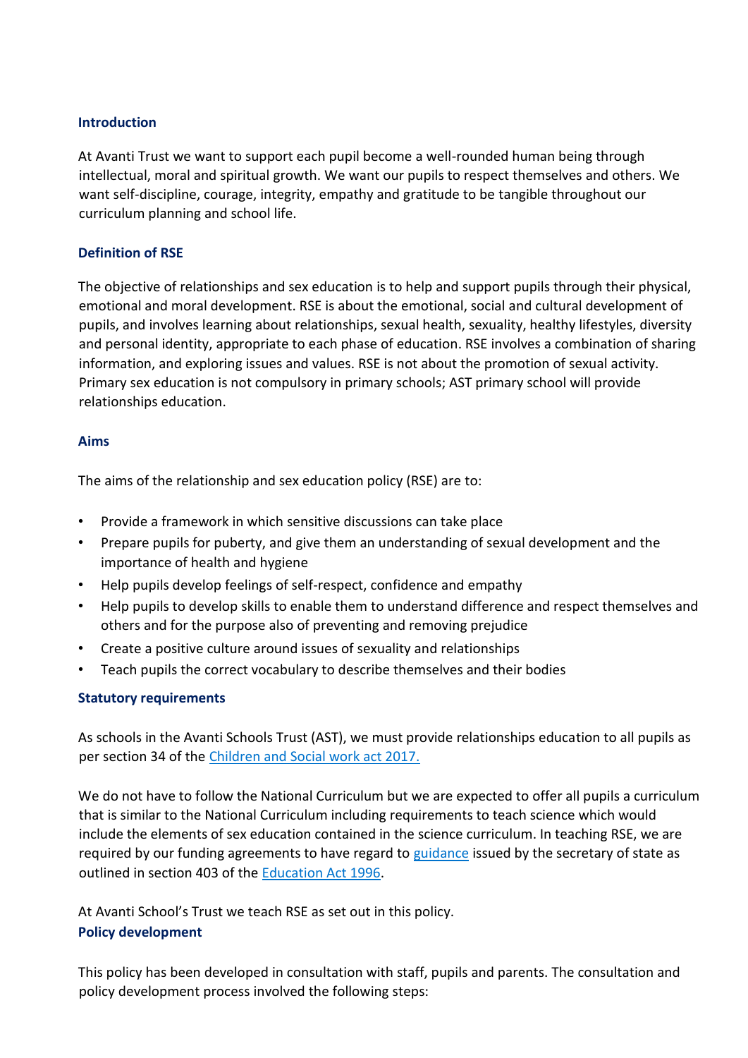## Introduction

At Avanti Trust we want to support each pupil become a well-rounded human being through intellectual, moral and spiritual growth. We want our pupils to respect themselves and others. We want self-discipline, courage, integrity, empathy and gratitude to be tangible throughout our curriculum planning and school life.

## Definition of RSE

The objective of relationships and sex education is to help and support pupils through their physical, emotional and moral development. RSE is about the emotional, social and cultural development of pupils, and involves learning about relationships, sexual health, sexuality, healthy lifestyles, diversity and personal identity, appropriate to each phase of education. RSE involves a combination of sharing information, and exploring issues and values. RSE is not about the promotion of sexual activity. Primary sex education is not compulsory in primary schools; AST primary school will provide relationships education.

## Aims

The aims of the relationship and sex education policy (RSE) are to:

- Provide a framework in which sensitive discussions can take place
- Prepare pupils for puberty, and give them an understanding of sexual development and the importance of health and hygiene
- Help pupils develop feelings of self-respect, confidence and empathy
- Help pupils to develop skills to enable them to understand difference and respect themselves and others and for the purpose also of preventing and removing prejudice
- Create a positive culture around issues of sexuality and relationships
- Teach pupils the correct vocabulary to describe themselves and their bodies

## Statutory requirements

As schools in the Avanti Schools Trust (AST), we must provide relationships education to all pupils as per section 34 of the Children and Social work act 2017.

We do not have to follow the National Curriculum but we are expected to offer all pupils a curriculum that is similar to the National Curriculum including requirements to teach science which would include the elements of sex education contained in the science curriculum. In teaching RSE, we are required by our funding agreements to have regard to guidance issued by the secretary of state as outlined in section 403 of the Education Act 1996.

At Avanti School's Trust we teach RSE as set out in this policy.

## Policy development

This policy has been developed in consultation with staff, pupils and parents. The consultation and policy development process involved the following steps: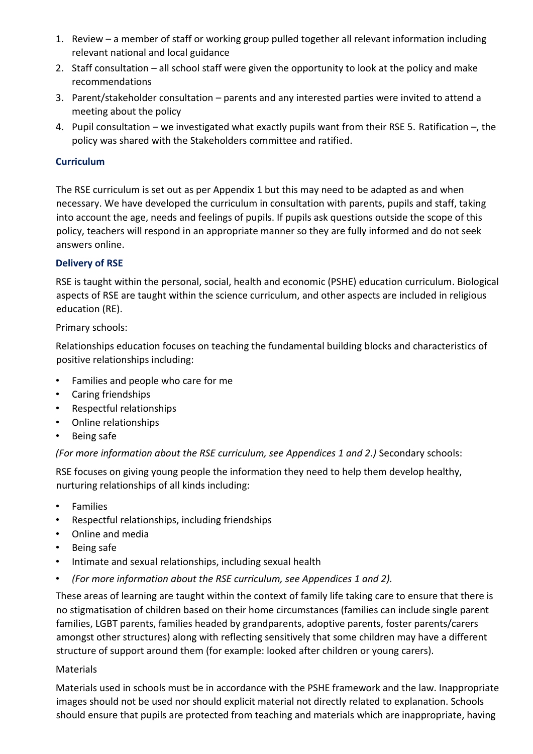1. Review – a member of staff or working group pulled together all relevant information including relevant national and local guidance
2. Staff consultation – all school staff were given the opportunity to look at the policy and make recommendations
3. Parent/stakeholder consultation – parents and any interested parties were invited to attend a meeting about the policy
4. Pupil consultation – we investigated what exactly pupils want from their RSE 5. Ratification –, the policy was shared with the Stakeholders committee and ratified.

### Curriculum

The RSE curriculum is set out as per Appendix 1 but this may need to be adapted as and when necessary. We have developed the curriculum in consultation with parents, pupils and staff, taking into account the age, needs and feelings of pupils. If pupils ask questions outside the scope of this policy, teachers will respond in an appropriate manner so they are fully informed and do not seek answers online.

### Delivery of RSE

RSE is taught within the personal, social, health and economic (PSHE) education curriculum. Biological aspects of RSE are taught within the science curriculum, and other aspects are included in religious education (RE).

Primary schools:

Relationships education focuses on teaching the fundamental building blocks and characteristics of positive relationships including:

- Families and people who care for me
- Caring friendships
- Respectful relationships
- Online relationships
- Being safe

*(For more information about the RSE curriculum, see Appendices 1 and 2.)* Secondary schools:

RSE focuses on giving young people the information they need to help them develop healthy, nurturing relationships of all kinds including:

- Families
- Respectful relationships, including friendships
- Online and media
- Being safe
- Intimate and sexual relationships, including sexual health
- *(For more information about the RSE curriculum, see Appendices 1 and 2).*

These areas of learning are taught within the context of family life taking care to ensure that there is no stigmatisation of children based on their home circumstances (families can include single parent families, LGBT parents, families headed by grandparents, adoptive parents, foster parents/carers amongst other structures) along with reflecting sensitively that some children may have a different structure of support around them (for example: looked after children or young carers).

Materials

Materials used in schools must be in accordance with the PSHE framework and the law. Inappropriate images should not be used nor should explicit material not directly related to explanation. Schools should ensure that pupils are protected from teaching and materials which are inappropriate, having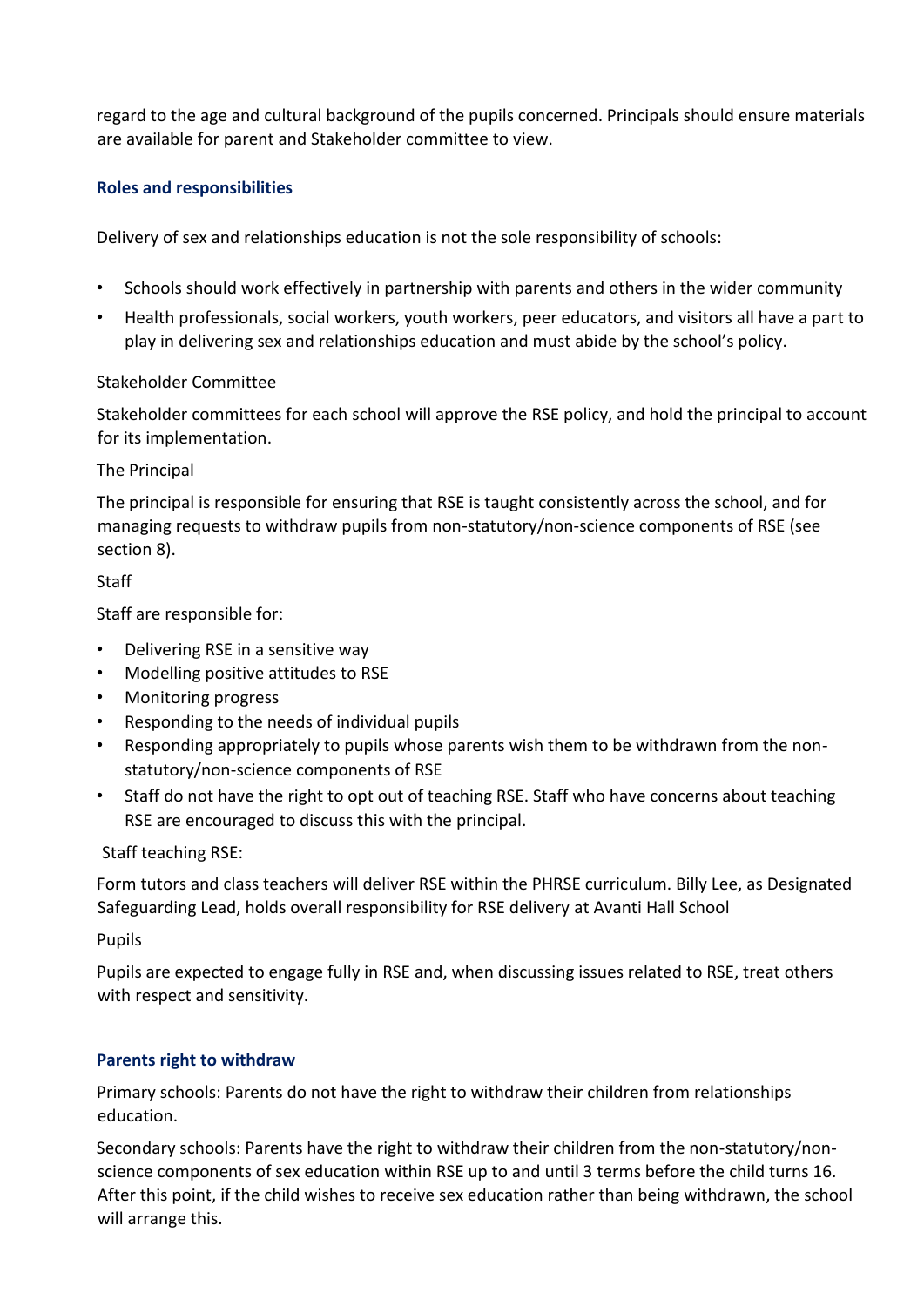regard to the age and cultural background of the pupils concerned. Principals should ensure materials are available for parent and Stakeholder committee to view.

## Roles and responsibilities

Delivery of sex and relationships education is not the sole responsibility of schools:

- Schools should work effectively in partnership with parents and others in the wider community
- Health professionals, social workers, youth workers, peer educators, and visitors all have a part to play in delivering sex and relationships education and must abide by the school's policy.

Stakeholder Committee

Stakeholder committees for each school will approve the RSE policy, and hold the principal to account for its implementation.

The Principal

The principal is responsible for ensuring that RSE is taught consistently across the school, and for managing requests to withdraw pupils from non-statutory/non-science components of RSE (see section 8).

Staff

Staff are responsible for:

- Delivering RSE in a sensitive way
- Modelling positive attitudes to RSE
- Monitoring progress
- Responding to the needs of individual pupils
- Responding appropriately to pupils whose parents wish them to be withdrawn from the non-statutory/non-science components of RSE
- Staff do not have the right to opt out of teaching RSE. Staff who have concerns about teaching RSE are encouraged to discuss this with the principal.

Staff teaching RSE:

Form tutors and class teachers will deliver RSE within the PHRSE curriculum. Billy Lee, as Designated Safeguarding Lead, holds overall responsibility for RSE delivery at Avanti Hall School

Pupils

Pupils are expected to engage fully in RSE and, when discussing issues related to RSE, treat others with respect and sensitivity.

## Parents right to withdraw

Primary schools: Parents do not have the right to withdraw their children from relationships education.

Secondary schools: Parents have the right to withdraw their children from the non-statutory/non-science components of sex education within RSE up to and until 3 terms before the child turns 16. After this point, if the child wishes to receive sex education rather than being withdrawn, the school will arrange this.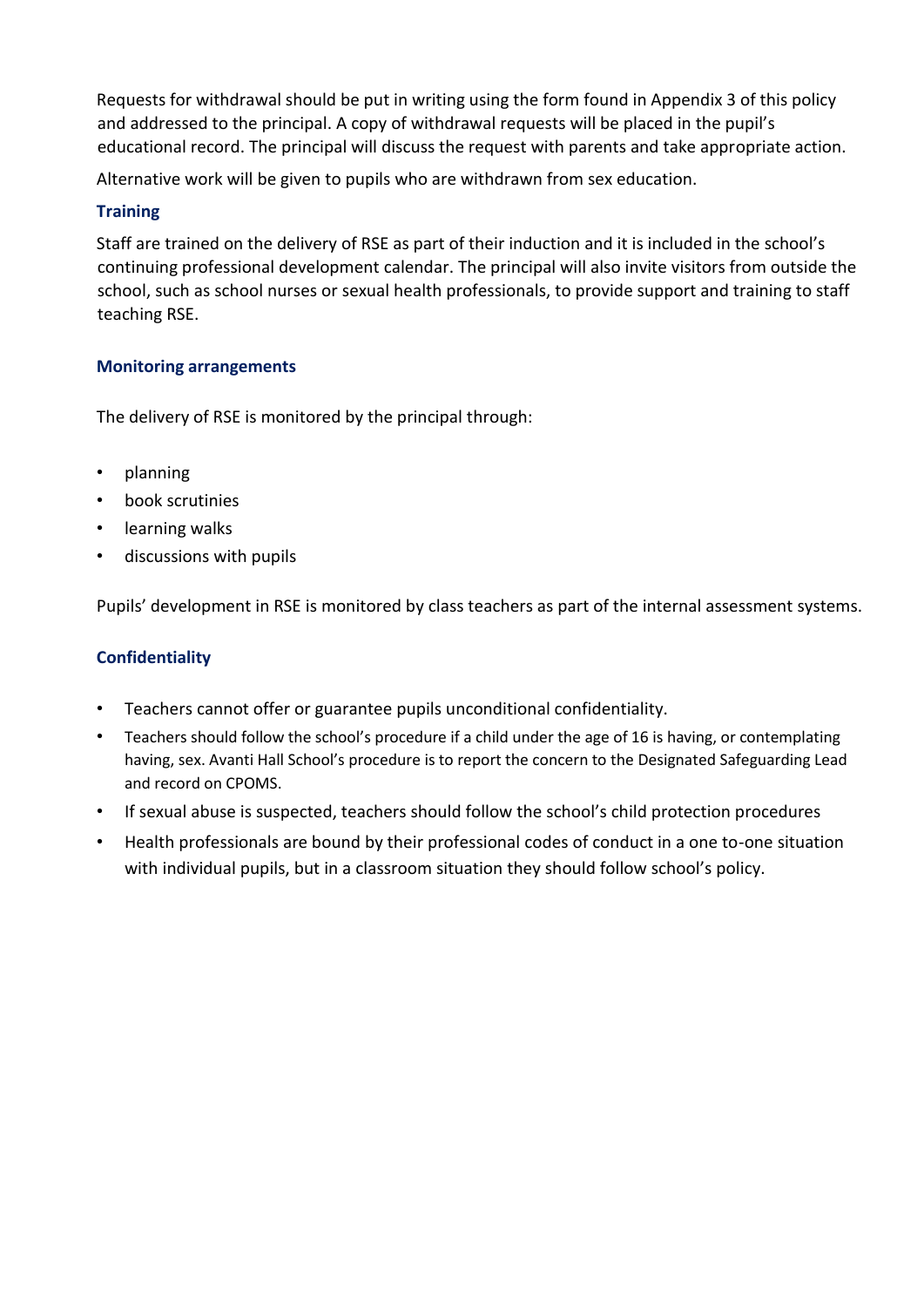Requests for withdrawal should be put in writing using the form found in Appendix 3 of this policy and addressed to the principal. A copy of withdrawal requests will be placed in the pupil's educational record. The principal will discuss the request with parents and take appropriate action.

Alternative work will be given to pupils who are withdrawn from sex education.

### Training

Staff are trained on the delivery of RSE as part of their induction and it is included in the school's continuing professional development calendar. The principal will also invite visitors from outside the school, such as school nurses or sexual health professionals, to provide support and training to staff teaching RSE.

### Monitoring arrangements

The delivery of RSE is monitored by the principal through:

- planning
- book scrutinies
- learning walks
- discussions with pupils

Pupils' development in RSE is monitored by class teachers as part of the internal assessment systems.

### Confidentiality

- Teachers cannot offer or guarantee pupils unconditional confidentiality.
- Teachers should follow the school's procedure if a child under the age of 16 is having, or contemplating having, sex. Avanti Hall School's procedure is to report the concern to the Designated Safeguarding Lead and record on CPOMS.
- If sexual abuse is suspected, teachers should follow the school's child protection procedures
- Health professionals are bound by their professional codes of conduct in a one to-one situation with individual pupils, but in a classroom situation they should follow school's policy.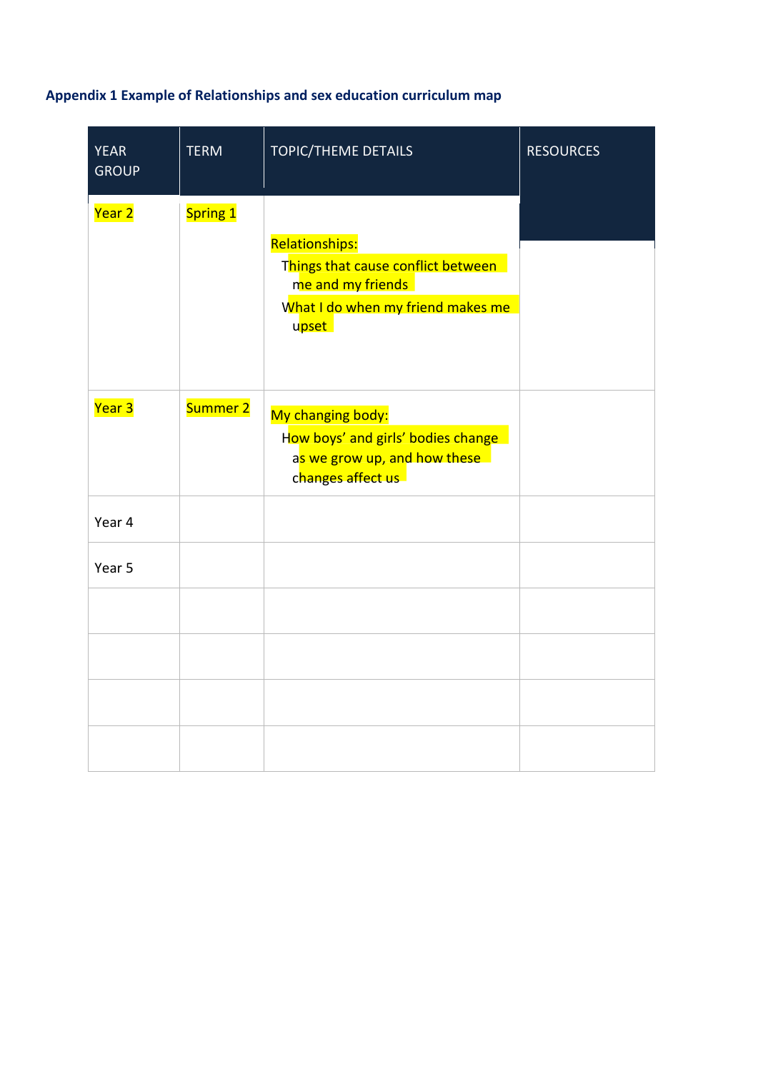### Appendix 1 Example of Relationships and sex education curriculum map

| YEAR GROUP | TERM | TOPIC/THEME DETAILS | RESOURCES |
|---|---|---|---|
| Year 2 | Spring 1 | Relationships:<br>Things that cause conflict between me and my friends<br>What I do when my friend makes me upset | |
| Year 3 | Summer 2 | My changing body:<br>How boys' and girls' bodies change as we grow up, and how these changes affect us | |
| Year 4 | | | |
| Year 5 | | | |
| | | | |
| | | | |
| | | | |
| | | | |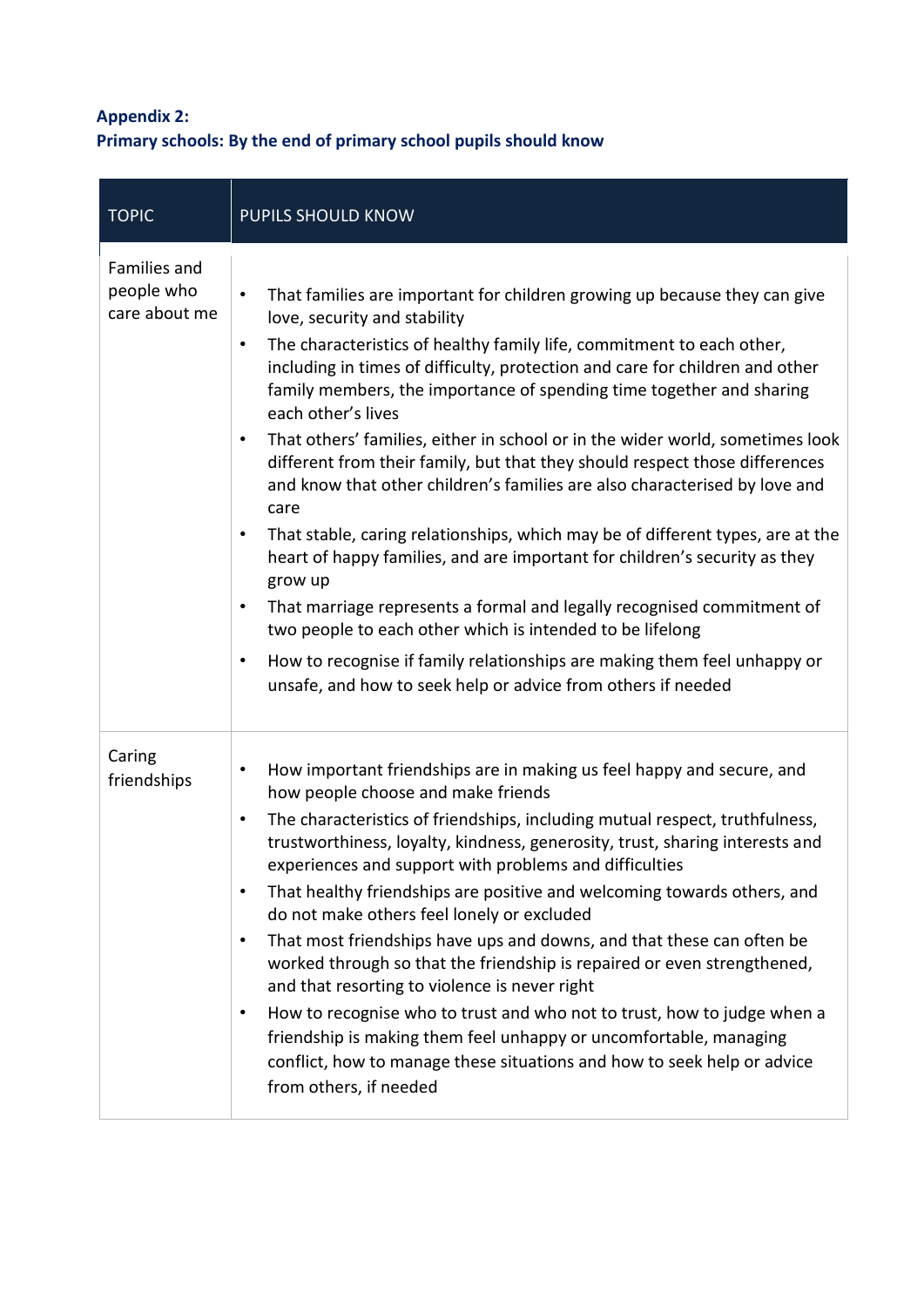**Appendix 2:**
**Primary schools: By the end of primary school pupils should know**

| TOPIC | PUPILS SHOULD KNOW |
|---|---|
| Families and people who care about me | • That families are important for children growing up because they can give love, security and stability<br>• The characteristics of healthy family life, commitment to each other, including in times of difficulty, protection and care for children and other family members, the importance of spending time together and sharing each other's lives<br>• That others' families, either in school or in the wider world, sometimes look different from their family, but that they should respect those differences and know that other children's families are also characterised by love and care<br>• That stable, caring relationships, which may be of different types, are at the heart of happy families, and are important for children's security as they grow up<br>• That marriage represents a formal and legally recognised commitment of two people to each other which is intended to be lifelong<br>• How to recognise if family relationships are making them feel unhappy or unsafe, and how to seek help or advice from others if needed |
| Caring friendships | • How important friendships are in making us feel happy and secure, and how people choose and make friends<br>• The characteristics of friendships, including mutual respect, truthfulness, trustworthiness, loyalty, kindness, generosity, trust, sharing interests and experiences and support with problems and difficulties<br>• That healthy friendships are positive and welcoming towards others, and do not make others feel lonely or excluded<br>• That most friendships have ups and downs, and that these can often be worked through so that the friendship is repaired or even strengthened, and that resorting to violence is never right<br>• How to recognise who to trust and who not to trust, how to judge when a friendship is making them feel unhappy or uncomfortable, managing conflict, how to manage these situations and how to seek help or advice from others, if needed |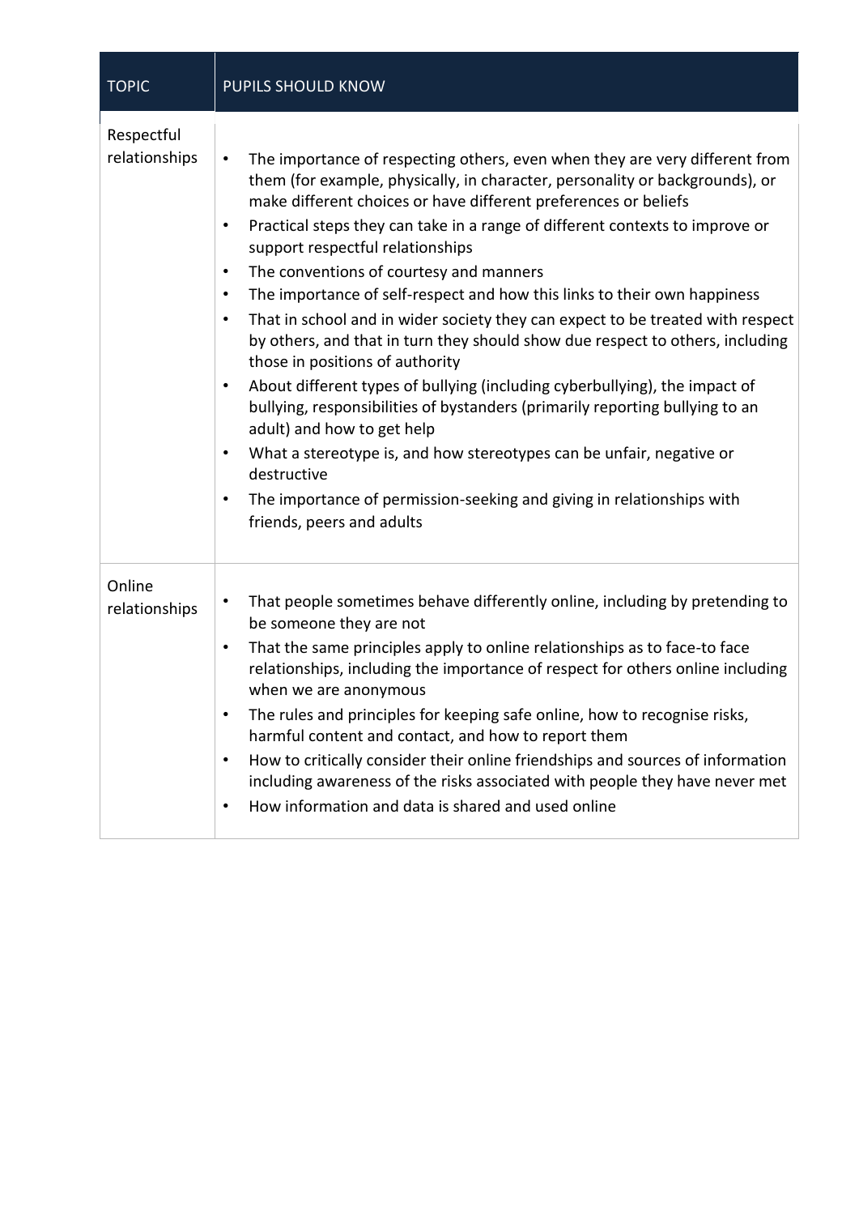| TOPIC | PUPILS SHOULD KNOW |
|---|---|
| Respectful relationships | • The importance of respecting others, even when they are very different from them (for example, physically, in character, personality or backgrounds), or make different choices or have different preferences or beliefs<br>• Practical steps they can take in a range of different contexts to improve or support respectful relationships<br>• The conventions of courtesy and manners<br>• The importance of self-respect and how this links to their own happiness<br>• That in school and in wider society they can expect to be treated with respect by others, and that in turn they should show due respect to others, including those in positions of authority<br>• About different types of bullying (including cyberbullying), the impact of bullying, responsibilities of bystanders (primarily reporting bullying to an adult) and how to get help<br>• What a stereotype is, and how stereotypes can be unfair, negative or destructive<br>• The importance of permission-seeking and giving in relationships with friends, peers and adults |
| Online relationships | • That people sometimes behave differently online, including by pretending to be someone they are not<br>• That the same principles apply to online relationships as to face-to face relationships, including the importance of respect for others online including when we are anonymous<br>• The rules and principles for keeping safe online, how to recognise risks, harmful content and contact, and how to report them<br>• How to critically consider their online friendships and sources of information including awareness of the risks associated with people they have never met<br>• How information and data is shared and used online |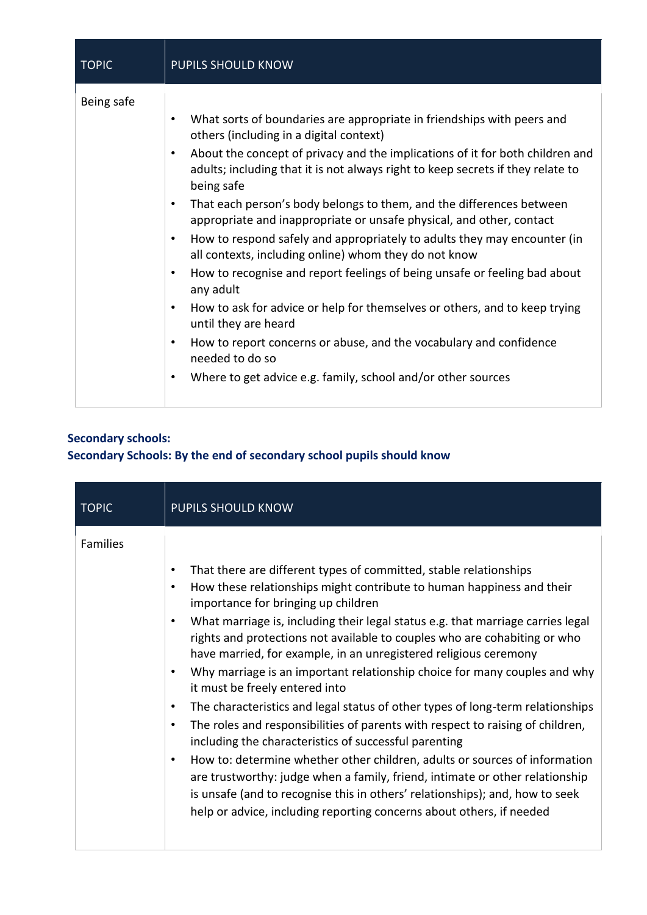| TOPIC | PUPILS SHOULD KNOW |
|---|---|
| Being safe | • What sorts of boundaries are appropriate in friendships with peers and others (including in a digital context)<br>• About the concept of privacy and the implications of it for both children and adults; including that it is not always right to keep secrets if they relate to being safe<br>• That each person's body belongs to them, and the differences between appropriate and inappropriate or unsafe physical, and other, contact<br>• How to respond safely and appropriately to adults they may encounter (in all contexts, including online) whom they do not know<br>• How to recognise and report feelings of being unsafe or feeling bad about any adult<br>• How to ask for advice or help for themselves or others, and to keep trying until they are heard<br>• How to report concerns or abuse, and the vocabulary and confidence needed to do so<br>• Where to get advice e.g. family, school and/or other sources |

**Secondary schools:**

**Secondary Schools: By the end of secondary school pupils should know**

| TOPIC | PUPILS SHOULD KNOW |
|---|---|
| Families | • That there are different types of committed, stable relationships<br>• How these relationships might contribute to human happiness and their importance for bringing up children<br>• What marriage is, including their legal status e.g. that marriage carries legal rights and protections not available to couples who are cohabiting or who have married, for example, in an unregistered religious ceremony<br>• Why marriage is an important relationship choice for many couples and why it must be freely entered into<br>• The characteristics and legal status of other types of long-term relationships<br>• The roles and responsibilities of parents with respect to raising of children, including the characteristics of successful parenting<br>• How to: determine whether other children, adults or sources of information are trustworthy: judge when a family, friend, intimate or other relationship is unsafe (and to recognise this in others' relationships); and, how to seek help or advice, including reporting concerns about others, if needed |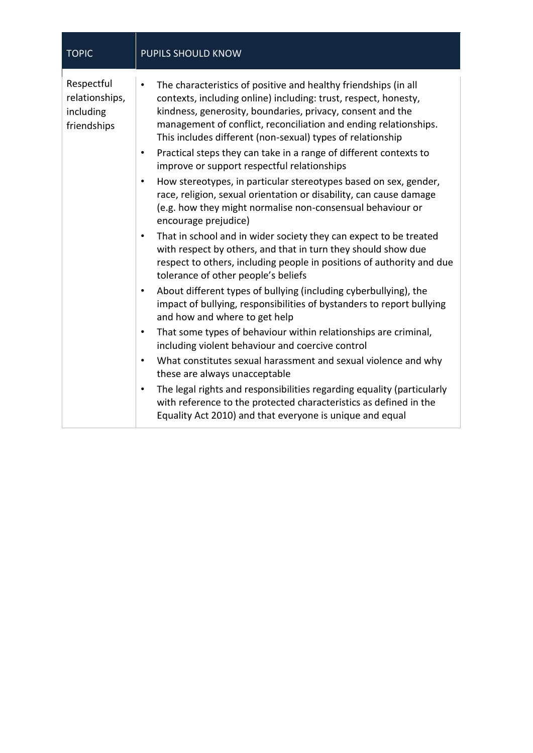| TOPIC | PUPILS SHOULD KNOW |
|---|---|
| Respectful relationships, including friendships | • The characteristics of positive and healthy friendships (in all contexts, including online) including: trust, respect, honesty, kindness, generosity, boundaries, privacy, consent and the management of conflict, reconciliation and ending relationships. This includes different (non-sexual) types of relationship<br>• Practical steps they can take in a range of different contexts to improve or support respectful relationships<br>• How stereotypes, in particular stereotypes based on sex, gender, race, religion, sexual orientation or disability, can cause damage (e.g. how they might normalise non-consensual behaviour or encourage prejudice)<br>• That in school and in wider society they can expect to be treated with respect by others, and that in turn they should show due respect to others, including people in positions of authority and due tolerance of other people's beliefs<br>• About different types of bullying (including cyberbullying), the impact of bullying, responsibilities of bystanders to report bullying and how and where to get help<br>• That some types of behaviour within relationships are criminal, including violent behaviour and coercive control<br>• What constitutes sexual harassment and sexual violence and why these are always unacceptable<br>• The legal rights and responsibilities regarding equality (particularly with reference to the protected characteristics as defined in the Equality Act 2010) and that everyone is unique and equal |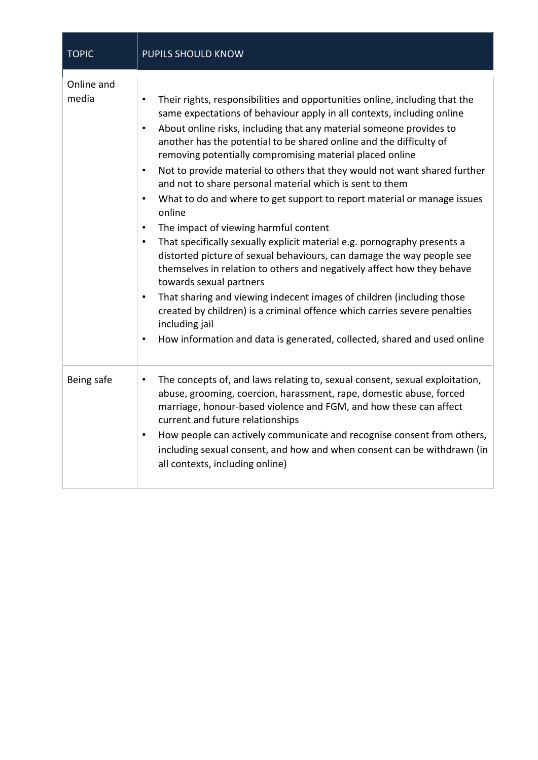| TOPIC | PUPILS SHOULD KNOW |
|---|---|
| Online and media | • Their rights, responsibilities and opportunities online, including that the same expectations of behaviour apply in all contexts, including online<br>• About online risks, including that any material someone provides to another has the potential to be shared online and the difficulty of removing potentially compromising material placed online<br>• Not to provide material to others that they would not want shared further and not to share personal material which is sent to them<br>• What to do and where to get support to report material or manage issues online<br>• The impact of viewing harmful content<br>• That specifically sexually explicit material e.g. pornography presents a distorted picture of sexual behaviours, can damage the way people see themselves in relation to others and negatively affect how they behave towards sexual partners<br>• That sharing and viewing indecent images of children (including those created by children) is a criminal offence which carries severe penalties including jail<br>• How information and data is generated, collected, shared and used online |
| Being safe | • The concepts of, and laws relating to, sexual consent, sexual exploitation, abuse, grooming, coercion, harassment, rape, domestic abuse, forced marriage, honour-based violence and FGM, and how these can affect current and future relationships<br>• How people can actively communicate and recognise consent from others, including sexual consent, and how and when consent can be withdrawn (in all contexts, including online) |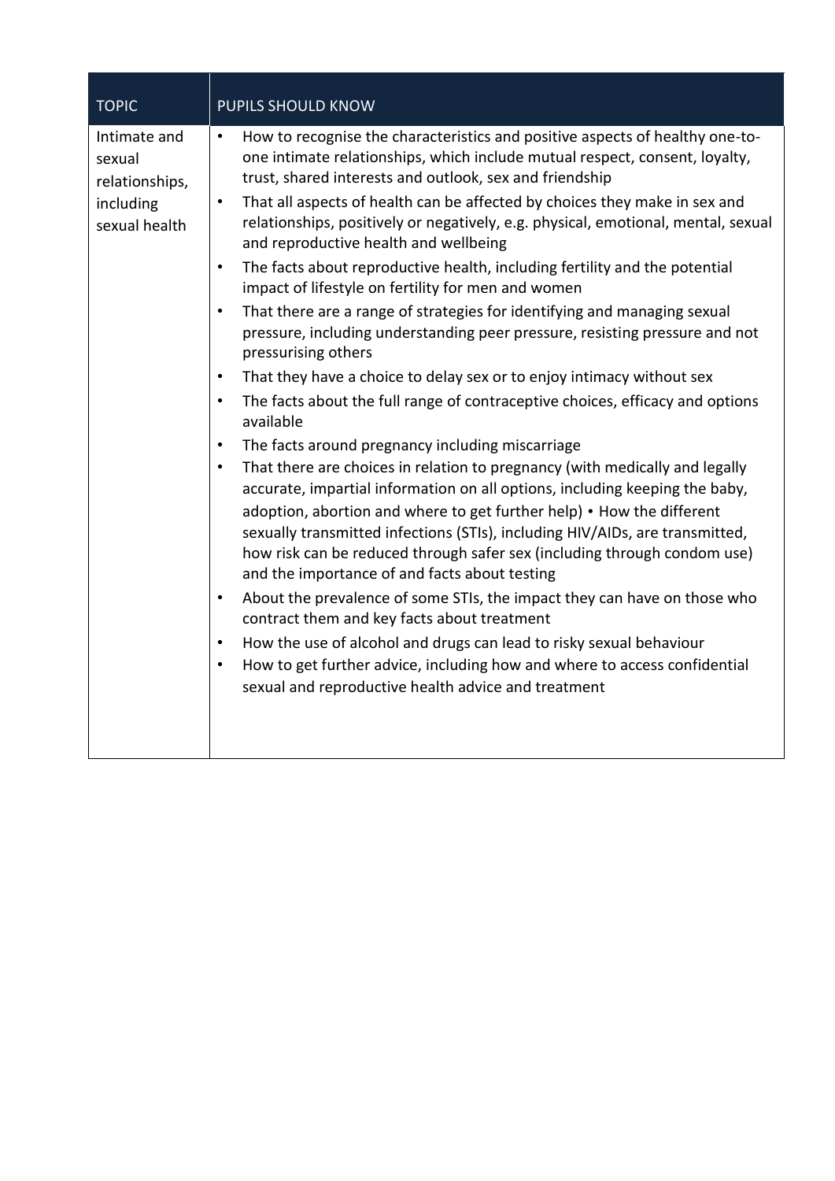| TOPIC | PUPILS SHOULD KNOW |
| --- | --- |
| Intimate and sexual relationships, including sexual health | • How to recognise the characteristics and positive aspects of healthy one-to-one intimate relationships, which include mutual respect, consent, loyalty, trust, shared interests and outlook, sex and friendship<br>• That all aspects of health can be affected by choices they make in sex and relationships, positively or negatively, e.g. physical, emotional, mental, sexual and reproductive health and wellbeing<br>• The facts about reproductive health, including fertility and the potential impact of lifestyle on fertility for men and women<br>• That there are a range of strategies for identifying and managing sexual pressure, including understanding peer pressure, resisting pressure and not pressurising others<br>• That they have a choice to delay sex or to enjoy intimacy without sex<br>• The facts about the full range of contraceptive choices, efficacy and options available<br>• The facts around pregnancy including miscarriage<br>• That there are choices in relation to pregnancy (with medically and legally accurate, impartial information on all options, including keeping the baby, adoption, abortion and where to get further help) • How the different sexually transmitted infections (STIs), including HIV/AIDs, are transmitted, how risk can be reduced through safer sex (including through condom use) and the importance of and facts about testing<br>• About the prevalence of some STIs, the impact they can have on those who contract them and key facts about treatment<br>• How the use of alcohol and drugs can lead to risky sexual behaviour<br>• How to get further advice, including how and where to access confidential sexual and reproductive health advice and treatment |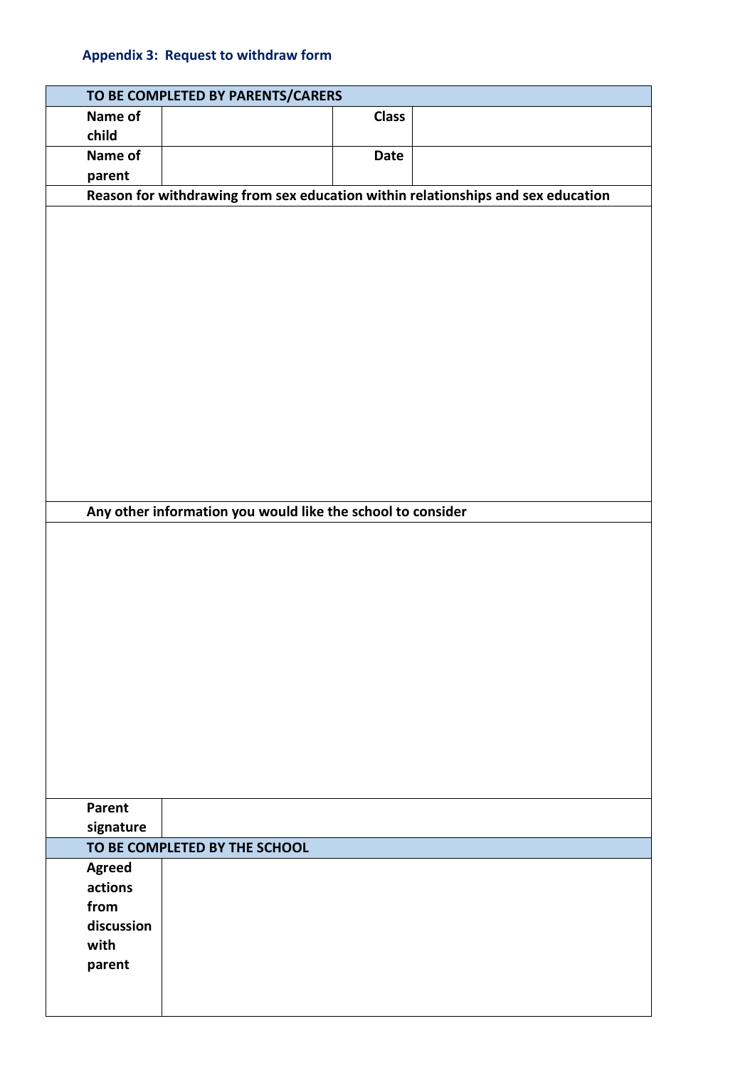### Appendix 3: Request to withdraw form

| TO BE COMPLETED BY PARENTS/CARERS | | | |
|---|---|---|---|
| **Name of child** | | **Class** | |
| **Name of parent** | | **Date** | |
| **Reason for withdrawing from sex education within relationships and sex education** | | | |
| | | | |
| **Any other information you would like the school to consider** | | | |
| | | | |
| **Parent signature** | | | |
| **TO BE COMPLETED BY THE SCHOOL** | | | |
| **Agreed actions from discussion with parent** | | | |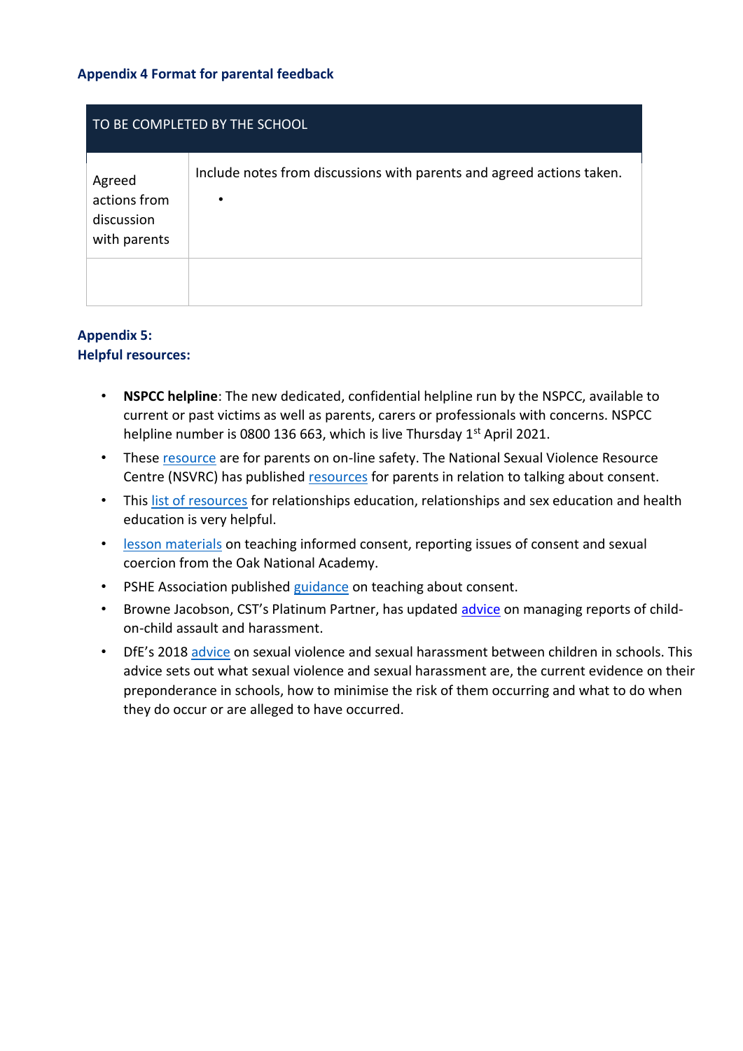### Appendix 4 Format for parental feedback

| TO BE COMPLETED BY THE SCHOOL | |
|---|---|
| Agreed actions from discussion with parents | Include notes from discussions with parents and agreed actions taken. <br> • |
| | |

### Appendix 5:
### Helpful resources:

- **NSPCC helpline**: The new dedicated, confidential helpline run by the NSPCC, available to current or past victims as well as parents, carers or professionals with concerns. NSPCC helpline number is 0800 136 663, which is live Thursday 1st April 2021.
- These resource are for parents on on-line safety. The National Sexual Violence Resource Centre (NSVRC) has published resources for parents in relation to talking about consent.
- This list of resources for relationships education, relationships and sex education and health education is very helpful.
- lesson materials on teaching informed consent, reporting issues of consent and sexual coercion from the Oak National Academy.
- PSHE Association published guidance on teaching about consent.
- Browne Jacobson, CST's Platinum Partner, has updated advice on managing reports of child-on-child assault and harassment.
- DfE's 2018 advice on sexual violence and sexual harassment between children in schools. This advice sets out what sexual violence and sexual harassment are, the current evidence on their preponderance in schools, how to minimise the risk of them occurring and what to do when they do occur or are alleged to have occurred.